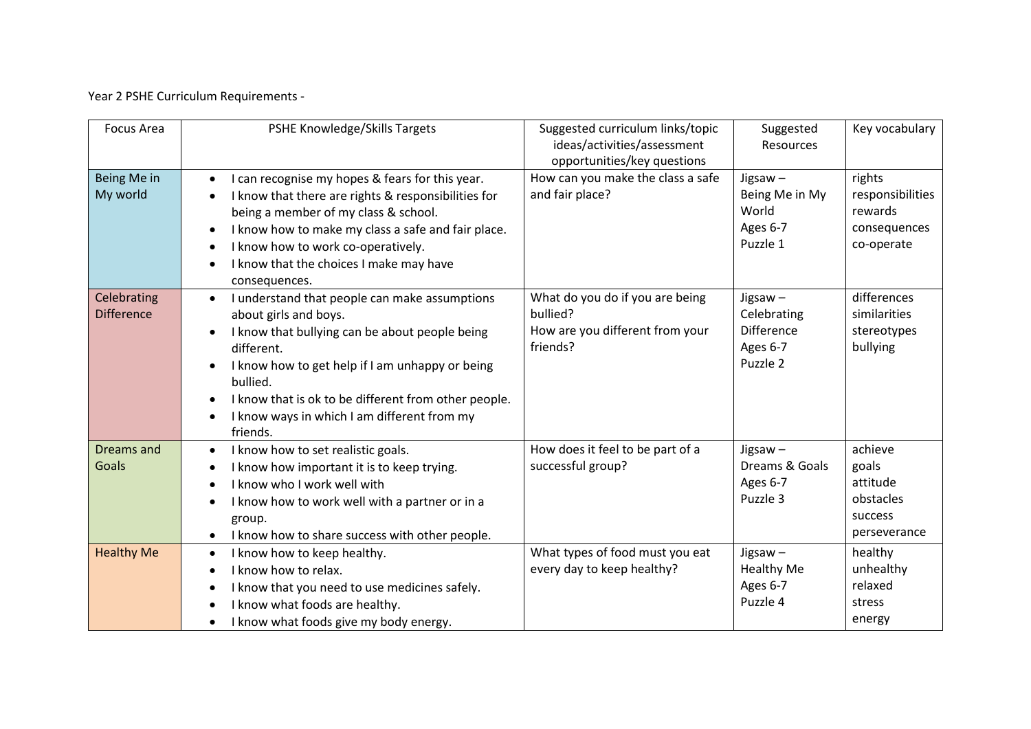Year 2 PSHE Curriculum Requirements -

| Focus Area | PSHE Knowledge/Skills Targets | Suggested curriculum links/topic ideas/activities/assessment opportunities/key questions | Suggested Resources | Key vocabulary |
|---|---|---|---|---|
| Being Me in My world | • I can recognise my hopes & fears for this year.<br>• I know that there are rights & responsibilities for being a member of my class & school.<br>• I know how to make my class a safe and fair place.<br>• I know how to work co-operatively.<br>• I know that the choices I make may have consequences. | How can you make the class a safe and fair place? | Jigsaw – Being Me in My World Ages 6-7 Puzzle 1 | rights<br>responsibilities<br>rewards<br>consequences<br>co-operate |
| Celebrating Difference | • I understand that people can make assumptions about girls and boys.<br>• I know that bullying can be about people being different.<br>• I know how to get help if I am unhappy or being bullied.<br>• I know that is ok to be different from other people.<br>• I know ways in which I am different from my friends. | What do you do if you are being bullied?<br>How are you different from your friends? | Jigsaw – Celebrating Difference Ages 6-7 Puzzle 2 | differences<br>similarities<br>stereotypes<br>bullying |
| Dreams and Goals | • I know how to set realistic goals.<br>• I know how important it is to keep trying.<br>• I know who I work well with<br>• I know how to work well with a partner or in a group.<br>• I know how to share success with other people. | How does it feel to be part of a successful group? | Jigsaw – Dreams & Goals Ages 6-7 Puzzle 3 | achieve<br>goals<br>attitude<br>obstacles<br>success<br>perseverance |
| Healthy Me | • I know how to keep healthy.<br>• I know how to relax.<br>• I know that you need to use medicines safely.<br>• I know what foods are healthy.<br>• I know what foods give my body energy. | What types of food must you eat every day to keep healthy? | Jigsaw – Healthy Me Ages 6-7 Puzzle 4 | healthy<br>unhealthy<br>relaxed<br>stress<br>energy |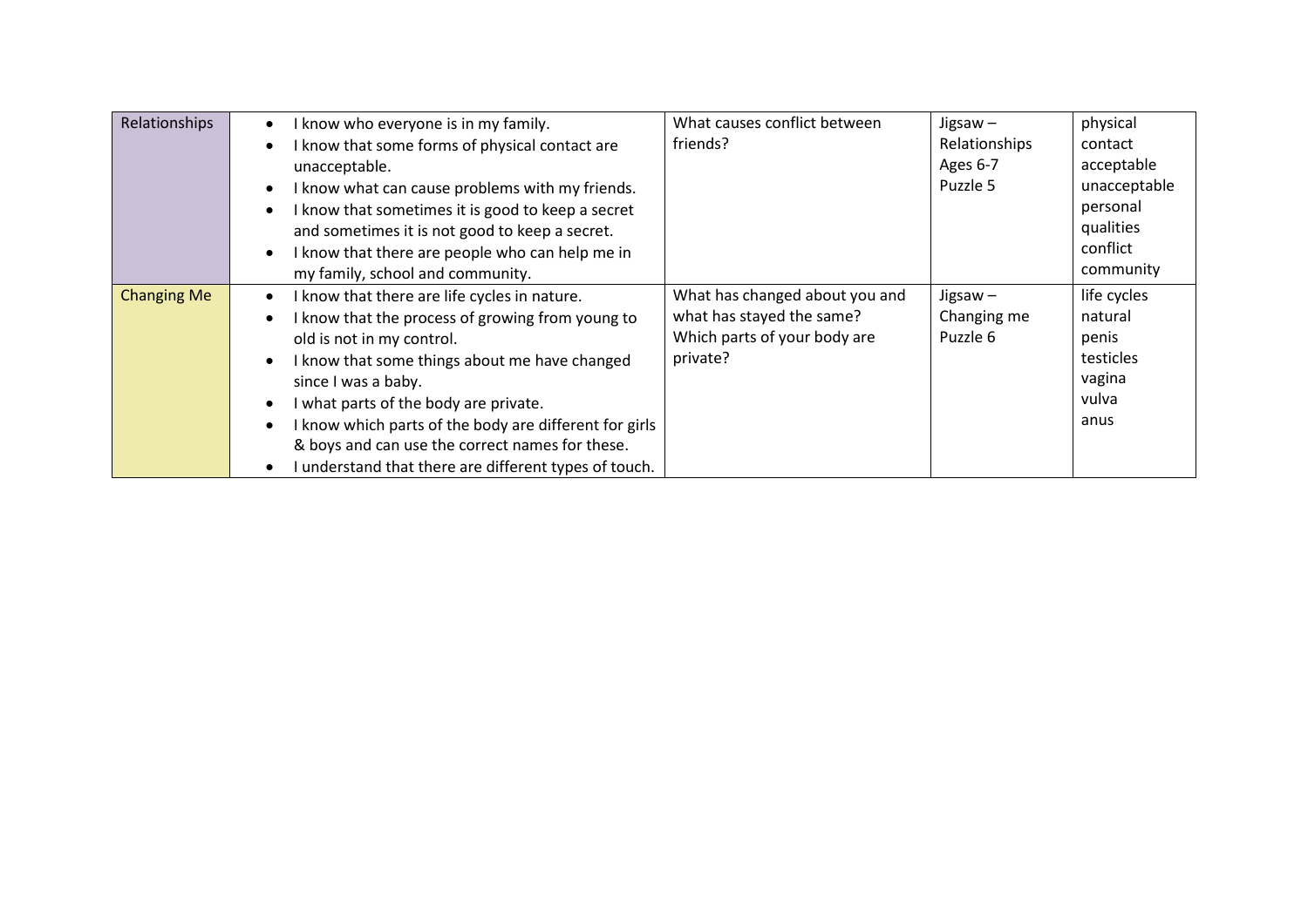| | | | | |
|---|---|---|---|---|
| Relationships | • I know who everyone is in my family.<br>• I know that some forms of physical contact are unacceptable.<br>• I know what can cause problems with my friends.<br>• I know that sometimes it is good to keep a secret and sometimes it is not good to keep a secret.<br>• I know that there are people who can help me in my family, school and community. | What causes conflict between friends? | Jigsaw – Relationships Ages 6-7 Puzzle 5 | physical contact<br>acceptable<br>unacceptable<br>personal qualities<br>conflict<br>community |
| Changing Me | • I know that there are life cycles in nature.<br>• I know that the process of growing from young to old is not in my control.<br>• I know that some things about me have changed since I was a baby.<br>• I what parts of the body are private.<br>• I know which parts of the body are different for girls & boys and can use the correct names for these.<br>• I understand that there are different types of touch. | What has changed about you and what has stayed the same?<br>Which parts of your body are private? | Jigsaw – Changing me Puzzle 6 | life cycles<br>natural<br>penis<br>testicles<br>vagina<br>vulva<br>anus |